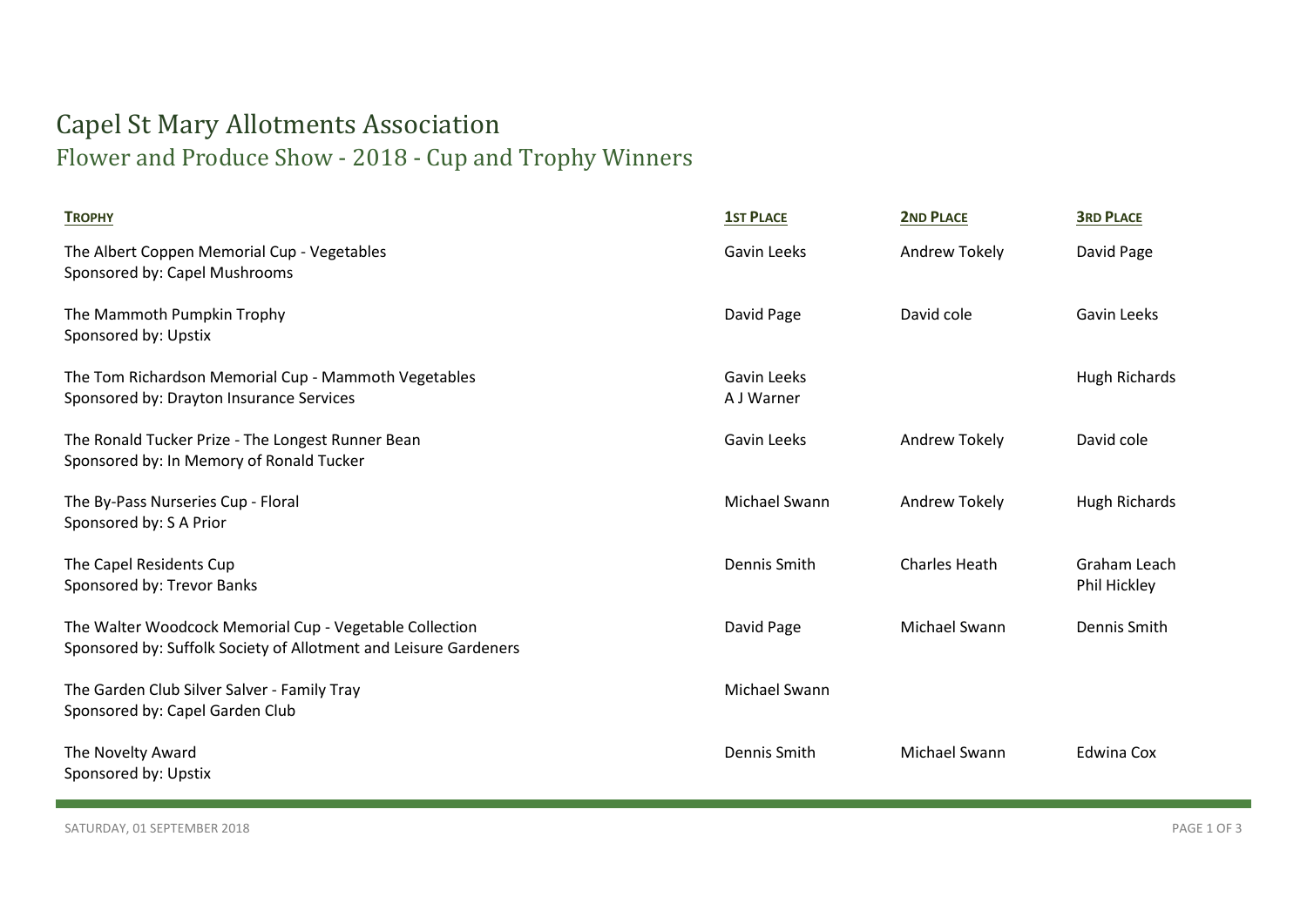# Capel St Mary Allotments Association

## Flower and Produce Show - 2018 - Cup and Trophy Winners

| Trophy | 1st Place | 2nd Place | 3rd Place |
|---|---|---|---|
| The Albert Coppen Memorial Cup - Vegetables<br>Sponsored by: Capel Mushrooms | Gavin Leeks | Andrew Tokely | David Page |
| The Mammoth Pumpkin Trophy<br>Sponsored by: Upstix | David Page | David cole | Gavin Leeks |
| The Tom Richardson Memorial Cup - Mammoth Vegetables<br>Sponsored by: Drayton Insurance Services | Gavin Leeks<br>A J Warner | | Hugh Richards |
| The Ronald Tucker Prize - The Longest Runner Bean<br>Sponsored by: In Memory of Ronald Tucker | Gavin Leeks | Andrew Tokely | David cole |
| The By-Pass Nurseries Cup - Floral<br>Sponsored by: S A Prior | Michael Swann | Andrew Tokely | Hugh Richards |
| The Capel Residents Cup<br>Sponsored by: Trevor Banks | Dennis Smith | Charles Heath | Graham Leach<br>Phil Hickley |
| The Walter Woodcock Memorial Cup - Vegetable Collection<br>Sponsored by: Suffolk Society of Allotment and Leisure Gardeners | David Page | Michael Swann | Dennis Smith |
| The Garden Club Silver Salver - Family Tray<br>Sponsored by: Capel Garden Club | Michael Swann | | |
| The Novelty Award<br>Sponsored by: Upstix | Dennis Smith | Michael Swann | Edwina Cox |

SATURDAY, 01 SEPTEMBER 2018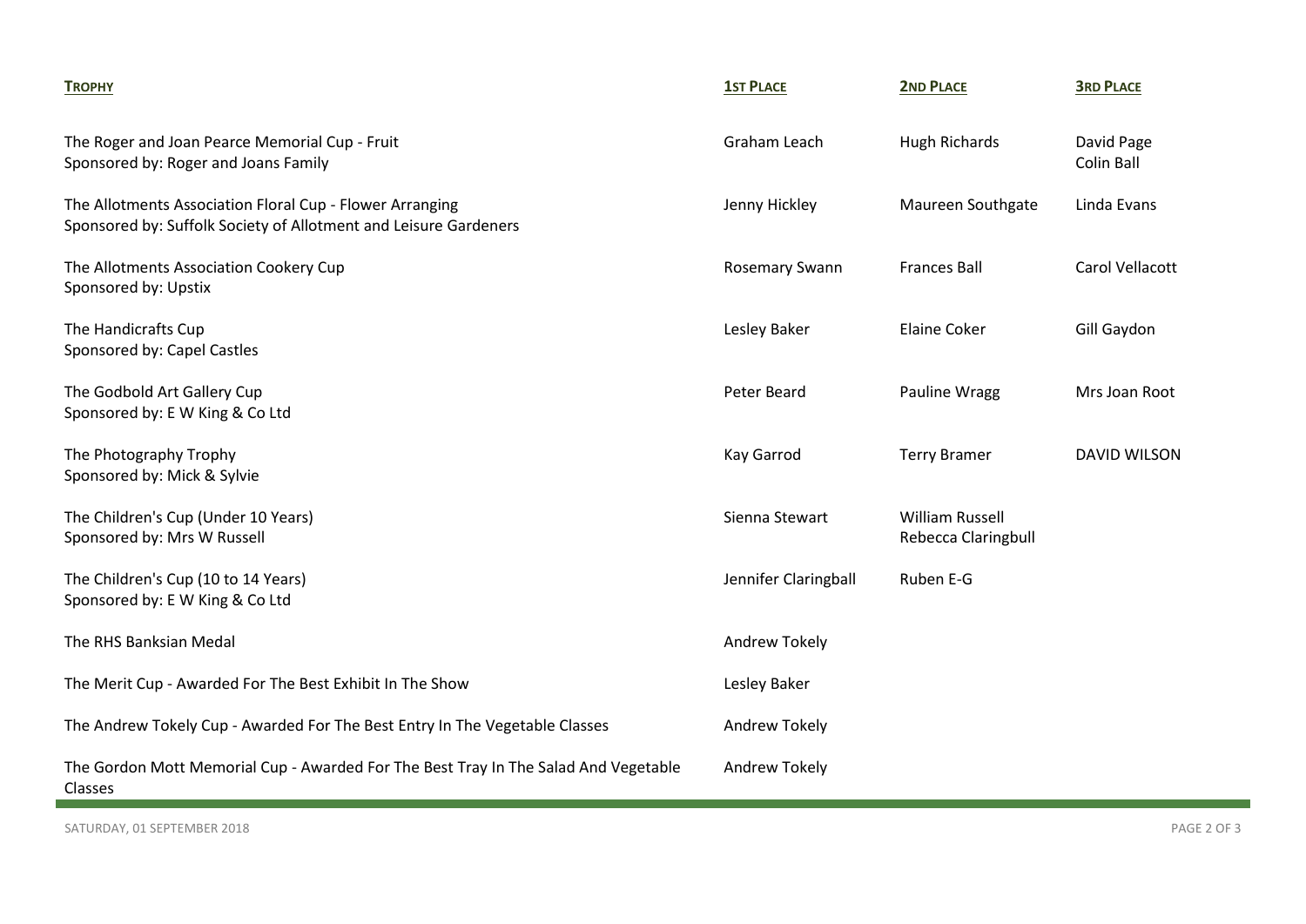| TROPHY | 1ST PLACE | 2ND PLACE | 3RD PLACE |
|---|---|---|---|
| The Roger and Joan Pearce Memorial Cup - Fruit<br>Sponsored by: Roger and Joans Family | Graham Leach | Hugh Richards | David Page<br>Colin Ball |
| The Allotments Association Floral Cup - Flower Arranging<br>Sponsored by: Suffolk Society of Allotment and Leisure Gardeners | Jenny Hickley | Maureen Southgate | Linda Evans |
| The Allotments Association Cookery Cup<br>Sponsored by: Upstix | Rosemary Swann | Frances Ball | Carol Vellacott |
| The Handicrafts Cup<br>Sponsored by: Capel Castles | Lesley Baker | Elaine Coker | Gill Gaydon |
| The Godbold Art Gallery Cup<br>Sponsored by: E W King & Co Ltd | Peter Beard | Pauline Wragg | Mrs Joan Root |
| The Photography Trophy<br>Sponsored by: Mick & Sylvie | Kay Garrod | Terry Bramer | DAVID WILSON |
| The Children's Cup (Under 10 Years)<br>Sponsored by: Mrs W Russell | Sienna Stewart | William Russell<br>Rebecca Claringbull | |
| The Children's Cup (10 to 14 Years)<br>Sponsored by: E W King & Co Ltd | Jennifer Claringbull | Ruben E-G | |
| The RHS Banksian Medal | Andrew Tokely | | |
| The Merit Cup - Awarded For The Best Exhibit In The Show | Lesley Baker | | |
| The Andrew Tokely Cup - Awarded For The Best Entry In The Vegetable Classes | Andrew Tokely | | |
| The Gordon Mott Memorial Cup - Awarded For The Best Tray In The Salad And Vegetable Classes | Andrew Tokely | | |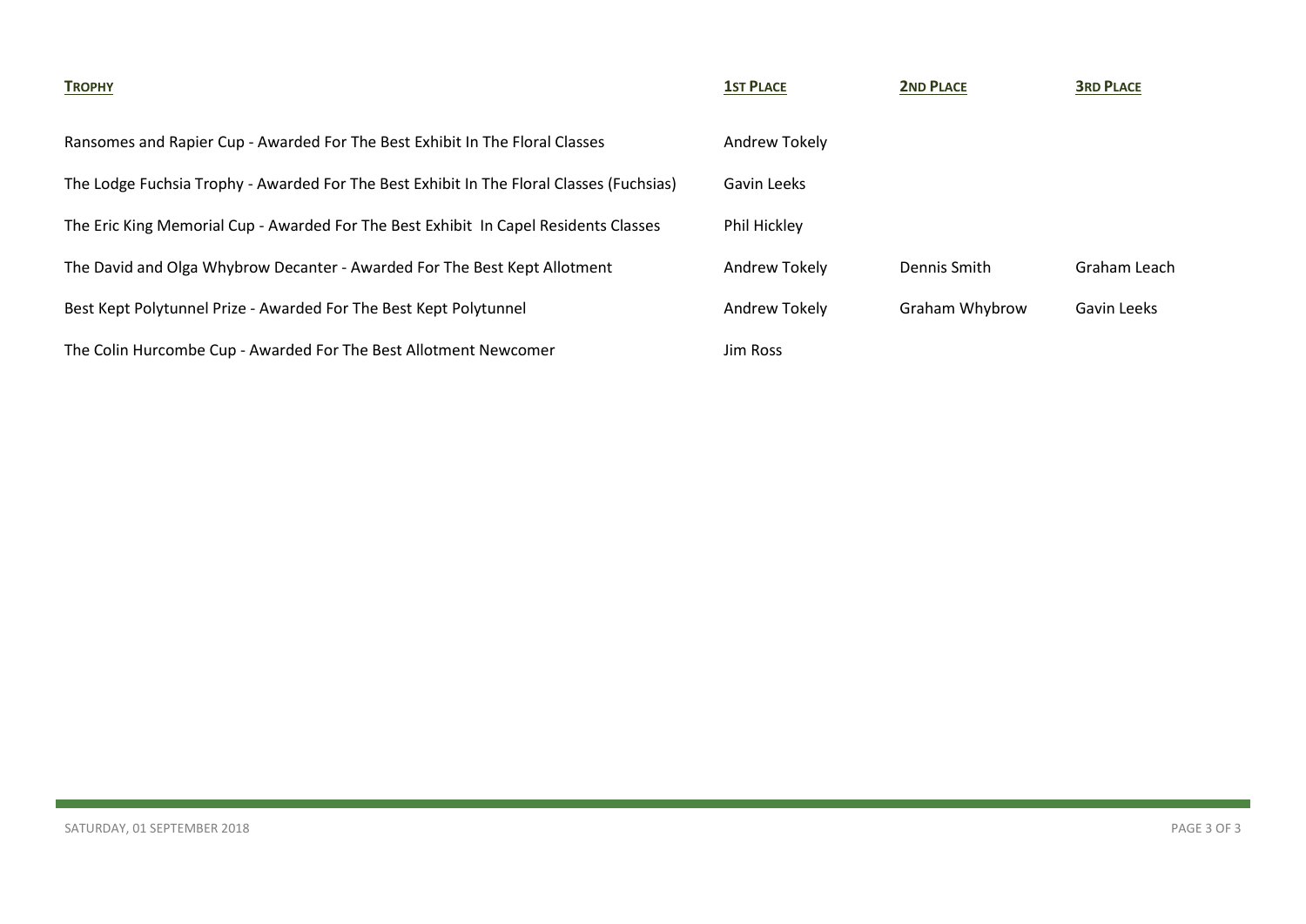| Trophy | 1st Place | 2nd Place | 3rd Place |
|---|---|---|---|
| Ransomes and Rapier Cup - Awarded For The Best Exhibit In The Floral Classes | Andrew Tokely | | |
| The Lodge Fuchsia Trophy - Awarded For The Best Exhibit In The Floral Classes (Fuchsias) | Gavin Leeks | | |
| The Eric King Memorial Cup - Awarded For The Best Exhibit In Capel Residents Classes | Phil Hickley | | |
| The David and Olga Whybrow Decanter - Awarded For The Best Kept Allotment | Andrew Tokely | Dennis Smith | Graham Leach |
| Best Kept Polytunnel Prize - Awarded For The Best Kept Polytunnel | Andrew Tokely | Graham Whybrow | Gavin Leeks |
| The Colin Hurcombe Cup - Awarded For The Best Allotment Newcomer | Jim Ross | | |